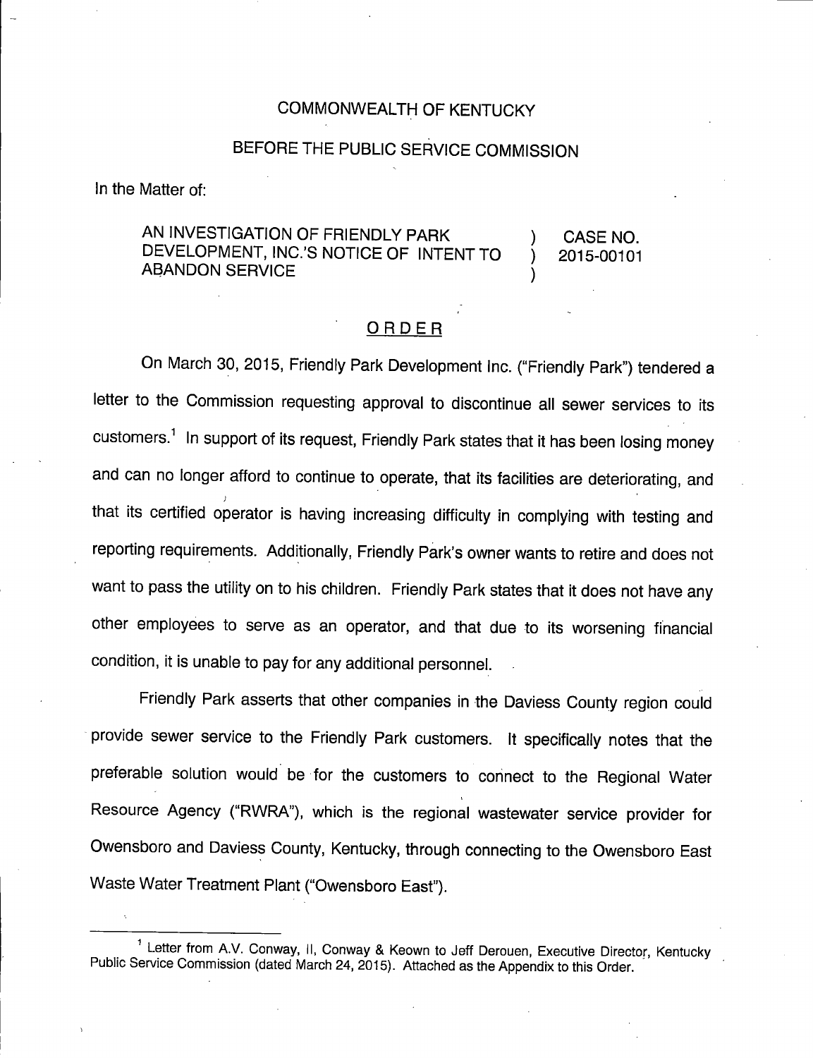COMMONWEALTH OF KENTUCKY

BEFORE THE PUBLIC SERVICE COMMISSION

In the Matter of:

| | | |
|---|---|---|
| AN INVESTIGATION OF FRIENDLY PARK DEVELOPMENT, INC.'S NOTICE OF INTENT TO ABANDON SERVICE | ) ) ) | CASE NO. 2015-00101 |

## ORDER

On March 30, 2015, Friendly Park Development Inc. ("Friendly Park") tendered a letter to the Commission requesting approval to discontinue all sewer services to its customers.[1] In support of its request, Friendly Park states that it has been losing money and can no longer afford to continue to operate, that its facilities are deteriorating, and that its certified operator is having increasing difficulty in complying with testing and reporting requirements. Additionally, Friendly Park's owner wants to retire and does not want to pass the utility on to his children. Friendly Park states that it does not have any other employees to serve as an operator, and that due to its worsening financial condition, it is unable to pay for any additional personnel.

Friendly Park asserts that other companies in the Daviess County region could provide sewer service to the Friendly Park customers. It specifically notes that the preferable solution would be for the customers to connect to the Regional Water Resource Agency ("RWRA"), which is the regional wastewater service provider for Owensboro and Daviess County, Kentucky, through connecting to the Owensboro East Waste Water Treatment Plant ("Owensboro East").

---

[1] Letter from A.V. Conway, II, Conway & Keown to Jeff Derouen, Executive Director, Kentucky Public Service Commission (dated March 24, 2015). Attached as the Appendix to this Order.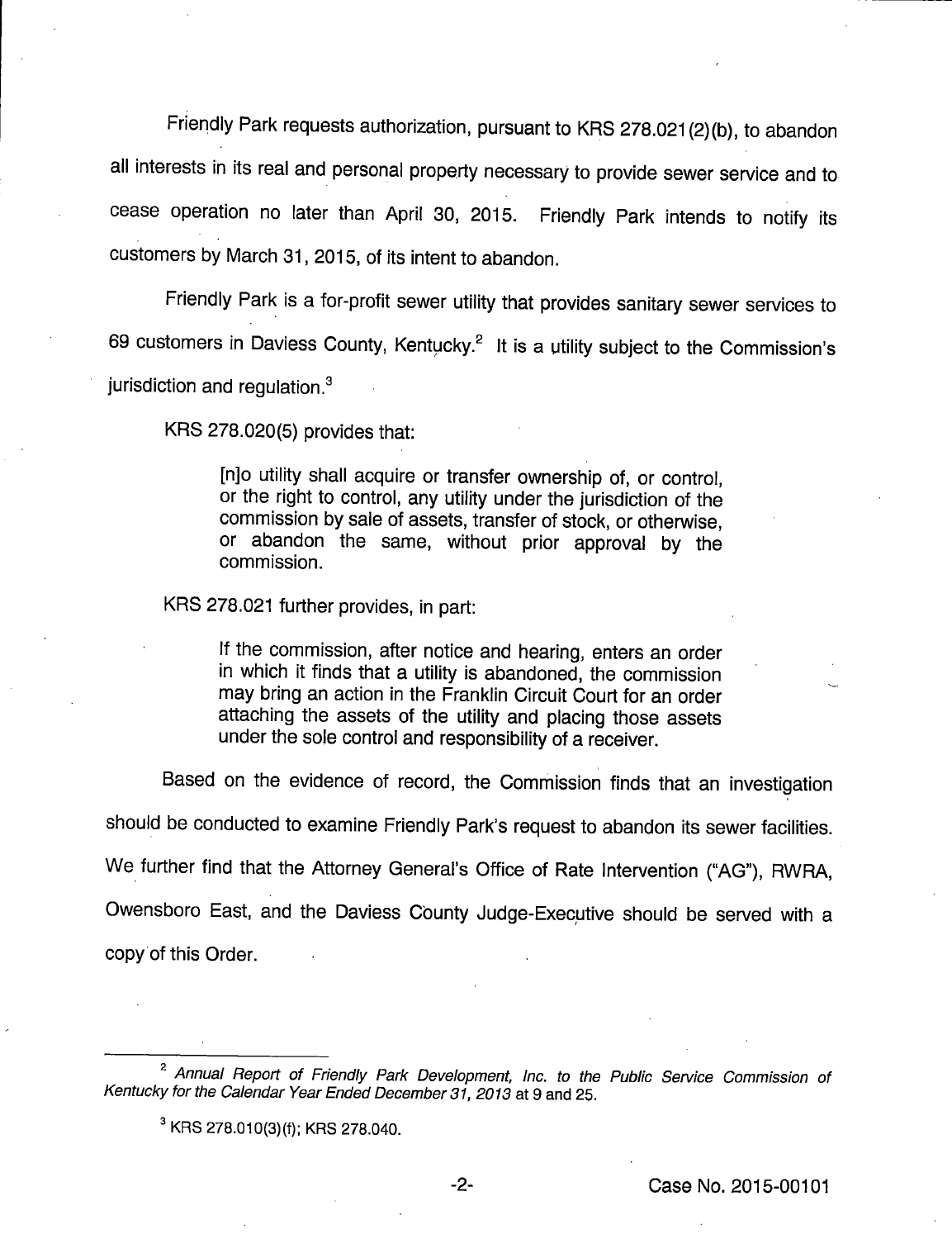Friendly Park requests authorization, pursuant to KRS 278.021(2)(b), to abandon all interests in its real and personal property necessary to provide sewer service and to cease operation no later than April 30, 2015. Friendly Park intends to notify its customers by March 31, 2015, of its intent to abandon.

Friendly Park is a for-profit sewer utility that provides sanitary sewer services to 69 customers in Daviess County, Kentucky.[2] It is a utility subject to the Commission's jurisdiction and regulation.[3]

KRS 278.020(5) provides that:

> [n]o utility shall acquire or transfer ownership of, or control, or the right to control, any utility under the jurisdiction of the commission by sale of assets, transfer of stock, or otherwise, or abandon the same, without prior approval by the commission.

KRS 278.021 further provides, in part:

> If the commission, after notice and hearing, enters an order in which it finds that a utility is abandoned, the commission may bring an action in the Franklin Circuit Court for an order attaching the assets of the utility and placing those assets under the sole control and responsibility of a receiver.

Based on the evidence of record, the Commission finds that an investigation should be conducted to examine Friendly Park's request to abandon its sewer facilities. We further find that the Attorney General's Office of Rate Intervention ("AG"), RWRA, Owensboro East, and the Daviess County Judge-Executive should be served with a copy of this Order.

---

[2] *Annual Report of Friendly Park Development, Inc. to the Public Service Commission of Kentucky for the Calendar Year Ended December 31, 2013* at 9 and 25.

[3] KRS 278.010(3)(f); KRS 278.040.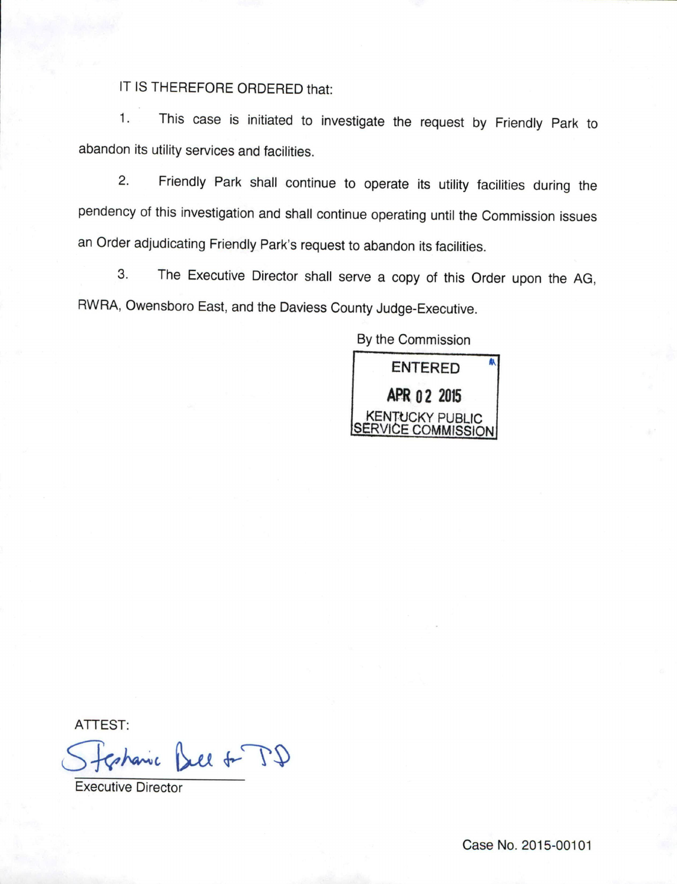IT IS THEREFORE ORDERED that:

1. This case is initiated to investigate the request by Friendly Park to abandon its utility services and facilities.

2. Friendly Park shall continue to operate its utility facilities during the pendency of this investigation and shall continue operating until the Commission issues an Order adjudicating Friendly Park's request to abandon its facilities.

3. The Executive Director shall serve a copy of this Order upon the AG, RWRA, Owensboro East, and the Daviess County Judge-Executive.

By the Commission

ENTERED
APR 02 2015
KENTUCKY PUBLIC
SERVICE COMMISSION

ATTEST:

Stephanie Bell for JD

Executive Director

Case No. 2015-00101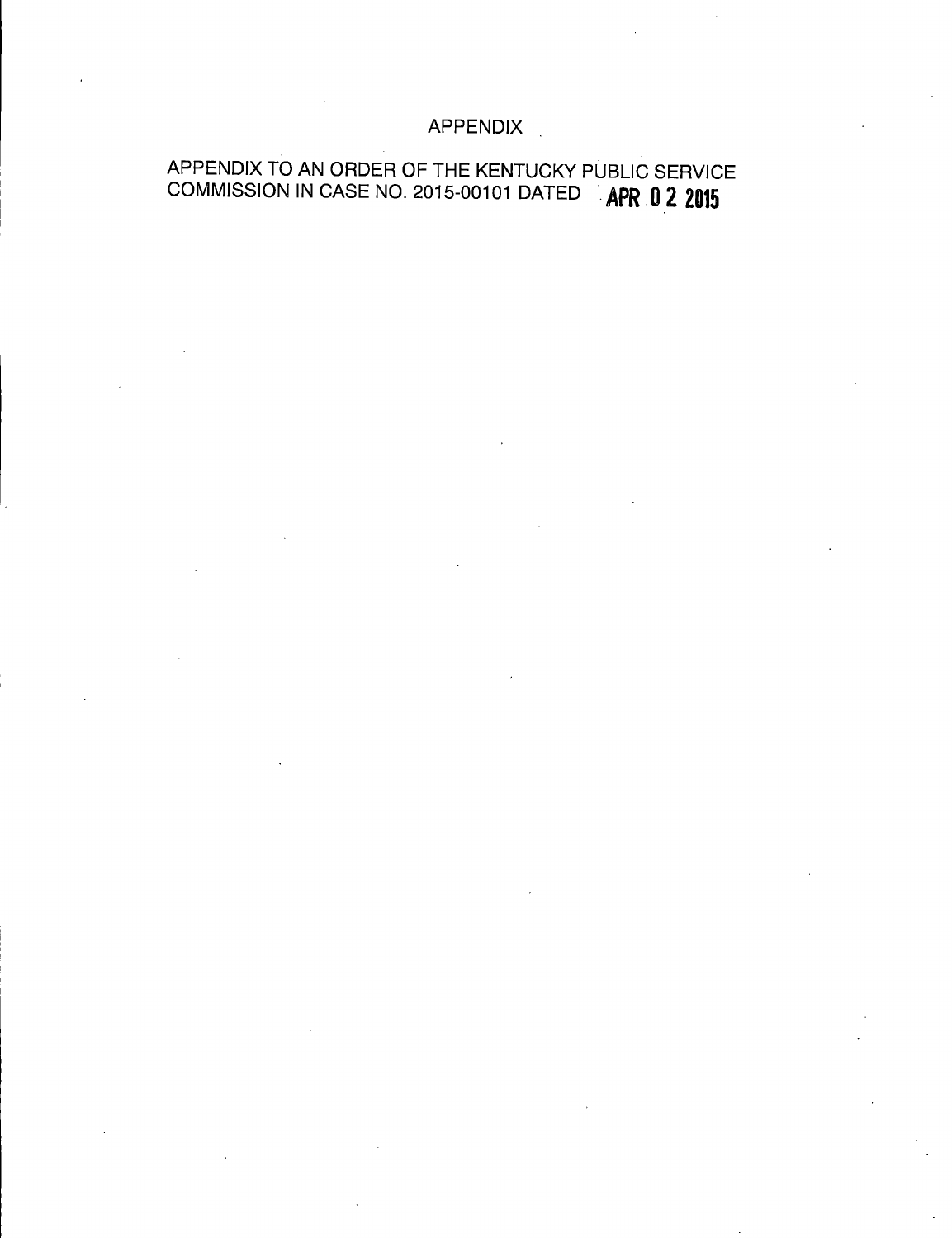# APPENDIX

APPENDIX TO AN ORDER OF THE KENTUCKY PUBLIC SERVICE COMMISSION IN CASE NO. 2015-00101 DATED **APR 0 2 2015**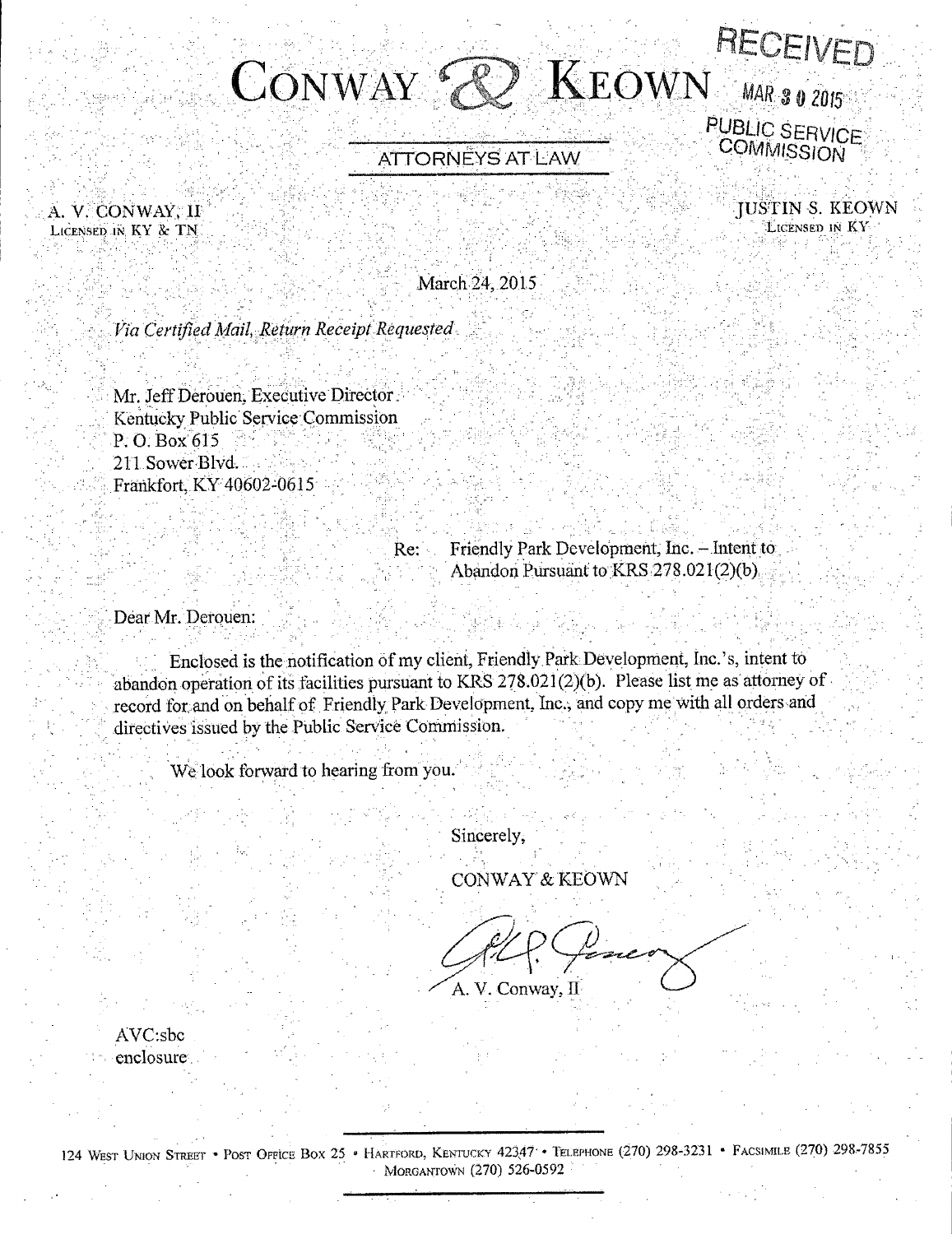# CONWAY & KEOWN

RECEIVED
MAR 30 2015
PUBLIC SERVICE COMMISSION

ATTORNEYS AT LAW

A. V. CONWAY, II
LICENSED IN KY & TN

JUSTIN S. KEOWN
LICENSED IN KY

March 24, 2015

*Via Certified Mail, Return Receipt Requested*

Mr. Jeff Derouen, Executive Director
Kentucky Public Service Commission
P. O. Box 615
211 Sower Blvd.
Frankfort, KY 40602-0615

Re: Friendly Park Development, Inc. – Intent to Abandon Pursuant to KRS 278.021(2)(b)

Dear Mr. Derouen:

Enclosed is the notification of my client, Friendly Park Development, Inc.'s, intent to abandon operation of its facilities pursuant to KRS 278.021(2)(b). Please list me as attorney of record for and on behalf of Friendly Park Development, Inc., and copy me with all orders and directives issued by the Public Service Commission.

We look forward to hearing from you.

Sincerely,

CONWAY & KEOWN

A. V. Conway, II

AVC:sbc
enclosure

124 West Union Street • Post Office Box 25 • Hartford, Kentucky 42347 • Telephone (270) 298-3231 • Facsimile (270) 298-7855
Morgantown (270) 526-0592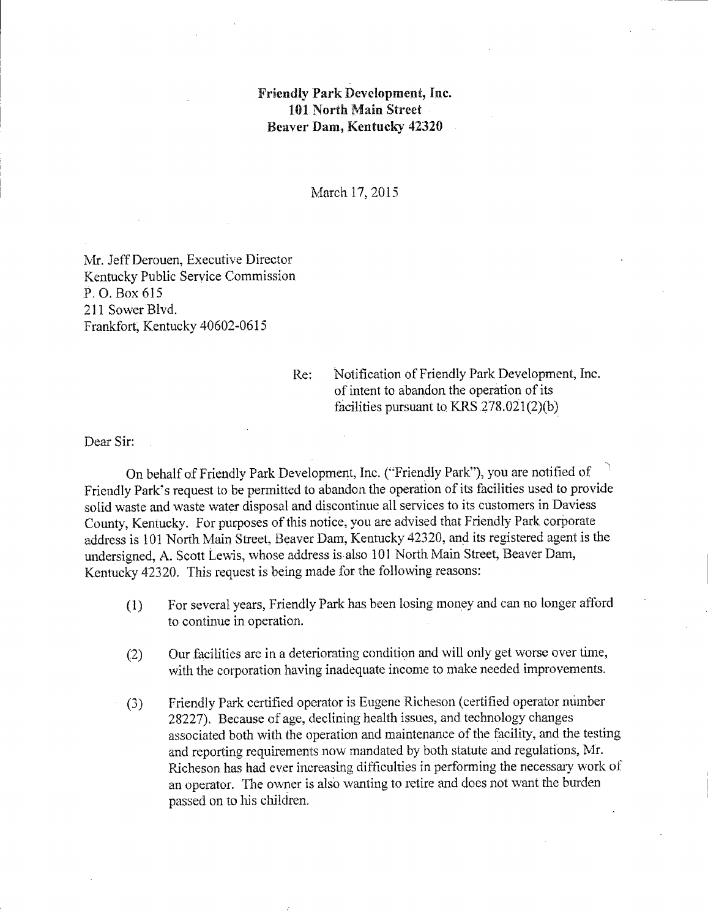**Friendly Park Development, Inc.**
**101 North Main Street**
**Beaver Dam, Kentucky 42320**

March 17, 2015

Mr. Jeff Derouen, Executive Director
Kentucky Public Service Commission
P. O. Box 615
211 Sower Blvd.
Frankfort, Kentucky 40602-0615

Re: Notification of Friendly Park Development, Inc. of intent to abandon the operation of its facilities pursuant to KRS 278.021(2)(b)

Dear Sir:

On behalf of Friendly Park Development, Inc. ("Friendly Park"), you are notified of Friendly Park's request to be permitted to abandon the operation of its facilities used to provide solid waste and waste water disposal and discontinue all services to its customers in Daviess County, Kentucky. For purposes of this notice, you are advised that Friendly Park corporate address is 101 North Main Street, Beaver Dam, Kentucky 42320, and its registered agent is the undersigned, A. Scott Lewis, whose address is also 101 North Main Street, Beaver Dam, Kentucky 42320. This request is being made for the following reasons:

(1) For several years, Friendly Park has been losing money and can no longer afford to continue in operation.

(2) Our facilities are in a deteriorating condition and will only get worse over time, with the corporation having inadequate income to make needed improvements.

(3) Friendly Park certified operator is Eugene Richeson (certified operator number 28227). Because of age, declining health issues, and technology changes associated both with the operation and maintenance of the facility, and the testing and reporting requirements now mandated by both statute and regulations, Mr. Richeson has had ever increasing difficulties in performing the necessary work of an operator. The owner is also wanting to retire and does not want the burden passed on to his children.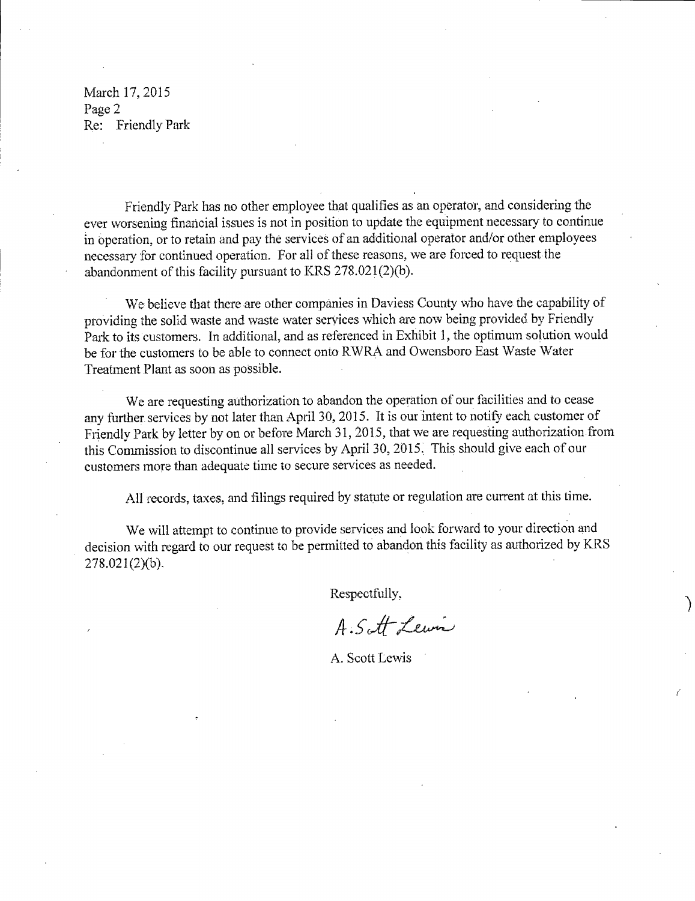March 17, 2015
Page 2
Re: Friendly Park

Friendly Park has no other employee that qualifies as an operator, and considering the ever worsening financial issues is not in position to update the equipment necessary to continue in operation, or to retain and pay the services of an additional operator and/or other employees necessary for continued operation. For all of these reasons, we are forced to request the abandonment of this facility pursuant to KRS 278.021(2)(b).

We believe that there are other companies in Daviess County who have the capability of providing the solid waste and waste water services which are now being provided by Friendly Park to its customers. In additional, and as referenced in Exhibit 1, the optimum solution would be for the customers to be able to connect onto RWRA and Owensboro East Waste Water Treatment Plant as soon as possible.

We are requesting authorization to abandon the operation of our facilities and to cease any further services by not later than April 30, 2015. It is our intent to notify each customer of Friendly Park by letter by on or before March 31, 2015, that we are requesting authorization from this Commission to discontinue all services by April 30, 2015. This should give each of our customers more than adequate time to secure services as needed.

All records, taxes, and filings required by statute or regulation are current at this time.

We will attempt to continue to provide services and look forward to your direction and decision with regard to our request to be permitted to abandon this facility as authorized by KRS 278.021(2)(b).

Respectfully,

A. Scott Lewis

A. Scott Lewis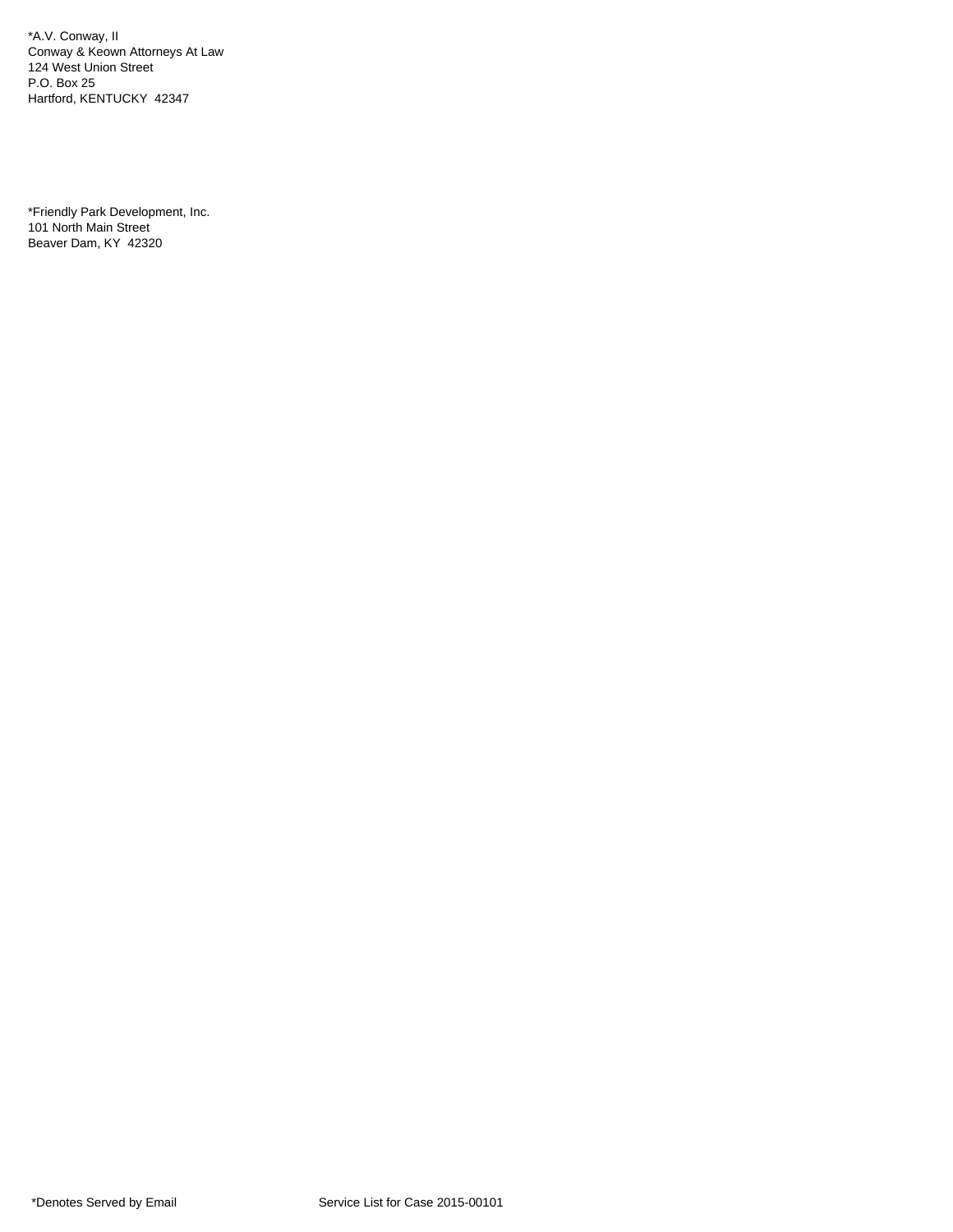*A.V. Conway, II
Conway & Keown Attorneys At Law
124 West Union Street
P.O. Box 25
Hartford, KENTUCKY 42347

*Friendly Park Development, Inc.
101 North Main Street
Beaver Dam, KY 42320

*Denotes Served by Email

Service List for Case 2015-00101